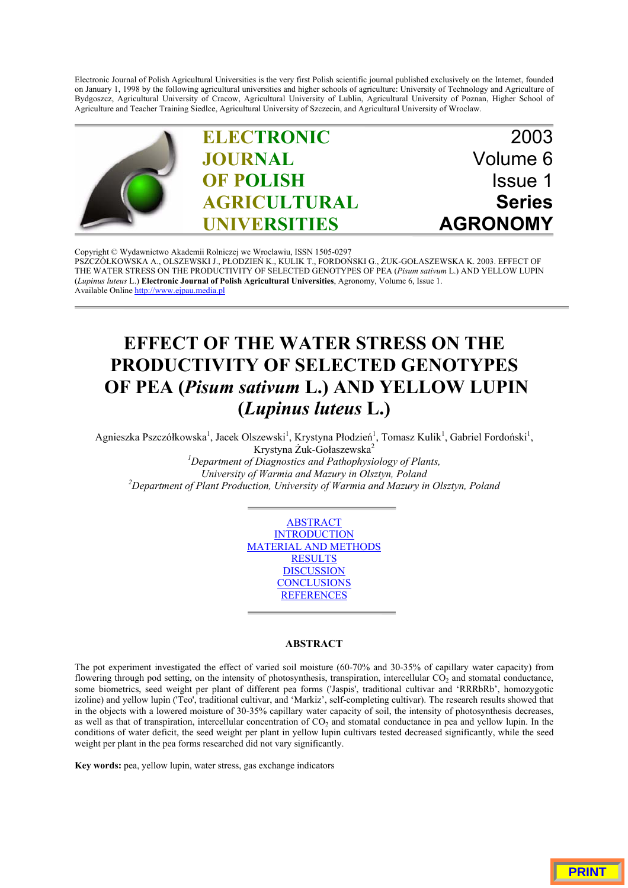Electronic Journal of Polish Agricultural Universities is the very first Polish scientific journal published exclusively on the Internet, founded on January 1, 1998 by the following agricultural universities and higher schools of agriculture: University of Technology and Agriculture of Bydgoszcz, Agricultural University of Cracow, Agricultural University of Lublin, Agricultural University of Poznan, Higher School of Agriculture and Teacher Training Siedlce, Agricultural University of Szczecin, and Agricultural University of Wroclaw.

**ELECTRONIC JOURNAL OF POLISH AGRICULTURAL UNIVERSITIES**

2003
Volume 6
Issue 1
**Series AGRONOMY**

Copyright © Wydawnictwo Akademii Rolniczej we Wroclawiu, ISSN 1505-0297
PSZCZÓŁKOWSKA A., OLSZEWSKI J., PŁODZIEŃ K., KULIK T., FORDOŃSKI G., ŻUK-GOŁASZEWSKA K. 2003. EFFECT OF THE WATER STRESS ON THE PRODUCTIVITY OF SELECTED GENOTYPES OF PEA (*Pisum sativum* L.) AND YELLOW LUPIN (*Lupinus luteus* L.) **Electronic Journal of Polish Agricultural Universities**, Agronomy, Volume 6, Issue 1.
Available Online http://www.ejpau.media.pl

# EFFECT OF THE WATER STRESS ON THE PRODUCTIVITY OF SELECTED GENOTYPES OF PEA (*Pisum sativum* L.) AND YELLOW LUPIN (*Lupinus luteus* L.)

Agnieszka Pszczółkowska[1], Jacek Olszewski[1], Krystyna Płodzień[1], Tomasz Kulik[1], Gabriel Fordoński[1], Krystyna Żuk-Gołaszewska[2]

[1]*Department of Diagnostics and Pathophysiology of Plants, University of Warmia and Mazury in Olsztyn, Poland*
[2]*Department of Plant Production, University of Warmia and Mazury in Olsztyn, Poland*

ABSTRACT
INTRODUCTION
MATERIAL AND METHODS
RESULTS
DISCUSSION
CONCLUSIONS
REFERENCES

## ABSTRACT

The pot experiment investigated the effect of varied soil moisture (60-70% and 30-35% of capillary water capacity) from flowering through pod setting, on the intensity of photosynthesis, transpiration, intercellular $CO_2$ and stomatal conductance, some biometrics, seed weight per plant of different pea forms ('Jaspis', traditional cultivar and 'RRRbRb', homozygotic izoline) and yellow lupin ('Teo', traditional cultivar, and 'Markiz', self-completing cultivar). The research results showed that in the objects with a lowered moisture of 30-35% capillary water capacity of soil, the intensity of photosynthesis decreases, as well as that of transpiration, intercellular concentration of $CO_2$ and stomatal conductance in pea and yellow lupin. In the conditions of water deficit, the seed weight per plant in yellow lupin cultivars tested decreased significantly, while the seed weight per plant in the pea forms researched did not vary significantly.

**Key words:** pea, yellow lupin, water stress, gas exchange indicators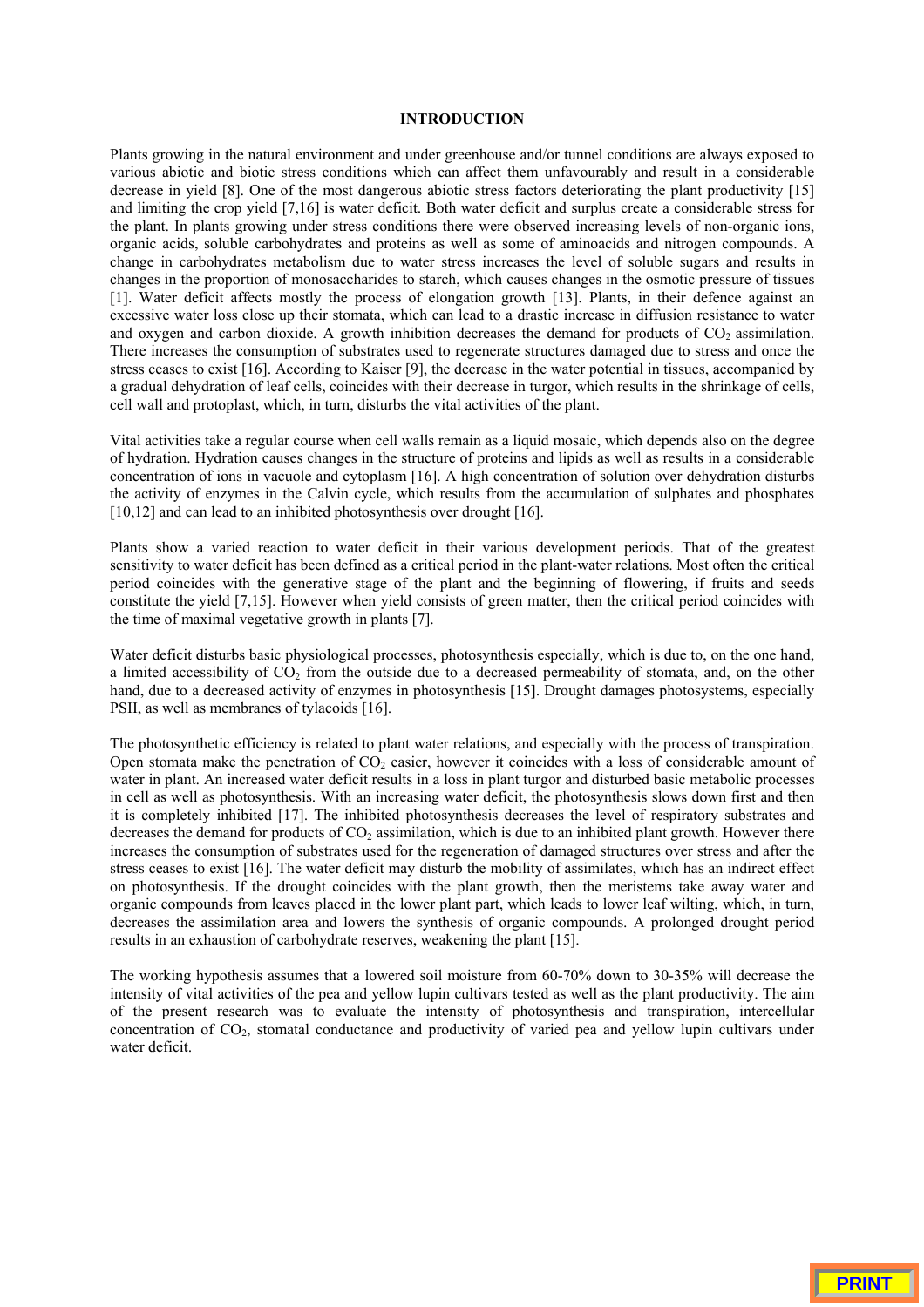## INTRODUCTION

Plants growing in the natural environment and under greenhouse and/or tunnel conditions are always exposed to various abiotic and biotic stress conditions which can affect them unfavourably and result in a considerable decrease in yield [8]. One of the most dangerous abiotic stress factors deteriorating the plant productivity [15] and limiting the crop yield [7,16] is water deficit. Both water deficit and surplus create a considerable stress for the plant. In plants growing under stress conditions there were observed increasing levels of non-organic ions, organic acids, soluble carbohydrates and proteins as well as some of aminoacids and nitrogen compounds. A change in carbohydrates metabolism due to water stress increases the level of soluble sugars and results in changes in the proportion of monosaccharides to starch, which causes changes in the osmotic pressure of tissues [1]. Water deficit affects mostly the process of elongation growth [13]. Plants, in their defence against an excessive water loss close up their stomata, which can lead to a drastic increase in diffusion resistance to water and oxygen and carbon dioxide. A growth inhibition decreases the demand for products of $CO_2$ assimilation. There increases the consumption of substrates used to regenerate structures damaged due to stress and once the stress ceases to exist [16]. According to Kaiser [9], the decrease in the water potential in tissues, accompanied by a gradual dehydration of leaf cells, coincides with their decrease in turgor, which results in the shrinkage of cells, cell wall and protoplast, which, in turn, disturbs the vital activities of the plant.

Vital activities take a regular course when cell walls remain as a liquid mosaic, which depends also on the degree of hydration. Hydration causes changes in the structure of proteins and lipids as well as results in a considerable concentration of ions in vacuole and cytoplasm [16]. A high concentration of solution over dehydration disturbs the activity of enzymes in the Calvin cycle, which results from the accumulation of sulphates and phosphates [10,12] and can lead to an inhibited photosynthesis over drought [16].

Plants show a varied reaction to water deficit in their various development periods. That of the greatest sensitivity to water deficit has been defined as a critical period in the plant-water relations. Most often the critical period coincides with the generative stage of the plant and the beginning of flowering, if fruits and seeds constitute the yield [7,15]. However when yield consists of green matter, then the critical period coincides with the time of maximal vegetative growth in plants [7].

Water deficit disturbs basic physiological processes, photosynthesis especially, which is due to, on the one hand, a limited accessibility of $CO_2$ from the outside due to a decreased permeability of stomata, and, on the other hand, due to a decreased activity of enzymes in photosynthesis [15]. Drought damages photosystems, especially PSII, as well as membranes of tylacoids [16].

The photosynthetic efficiency is related to plant water relations, and especially with the process of transpiration. Open stomata make the penetration of $CO_2$ easier, however it coincides with a loss of considerable amount of water in plant. An increased water deficit results in a loss in plant turgor and disturbed basic metabolic processes in cell as well as photosynthesis. With an increasing water deficit, the photosynthesis slows down first and then it is completely inhibited [17]. The inhibited photosynthesis decreases the level of respiratory substrates and decreases the demand for products of $CO_2$ assimilation, which is due to an inhibited plant growth. However there increases the consumption of substrates used for the regeneration of damaged structures over stress and after the stress ceases to exist [16]. The water deficit may disturb the mobility of assimilates, which has an indirect effect on photosynthesis. If the drought coincides with the plant growth, then the meristems take away water and organic compounds from leaves placed in the lower plant part, which leads to lower leaf wilting, which, in turn, decreases the assimilation area and lowers the synthesis of organic compounds. A prolonged drought period results in an exhaustion of carbohydrate reserves, weakening the plant [15].

The working hypothesis assumes that a lowered soil moisture from 60-70% down to 30-35% will decrease the intensity of vital activities of the pea and yellow lupin cultivars tested as well as the plant productivity. The aim of the present research was to evaluate the intensity of photosynthesis and transpiration, intercellular concentration of $CO_2$, stomatal conductance and productivity of varied pea and yellow lupin cultivars under water deficit.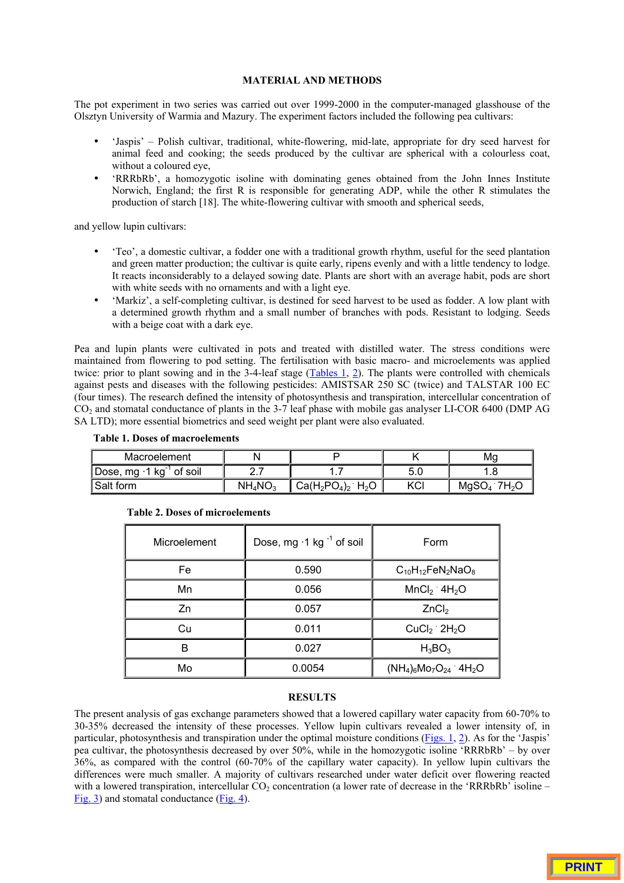## MATERIAL AND METHODS

The pot experiment in two series was carried out over 1999-2000 in the computer-managed glasshouse of the Olsztyn University of Warmia and Mazury. The experiment factors included the following pea cultivars:

- 'Jaspis' – Polish cultivar, traditional, white-flowering, mid-late, appropriate for dry seed harvest for animal feed and cooking; the seeds produced by the cultivar are spherical with a colourless coat, without a coloured eye,
- 'RRRbRb', a homozygotic isoline with dominating genes obtained from the John Innes Institute Norwich, England; the first R is responsible for generating ADP, while the other R stimulates the production of starch [18]. The white-flowering cultivar with smooth and spherical seeds,

and yellow lupin cultivars:

- 'Teo', a domestic cultivar, a fodder one with a traditional growth rhythm, useful for the seed plantation and green matter production; the cultivar is quite early, ripens evenly and with a little tendency to lodge. It reacts inconsiderably to a delayed sowing date. Plants are short with an average habit, pods are short with white seeds with no ornaments and with a light eye.
- 'Markiz', a self-completing cultivar, is destined for seed harvest to be used as fodder. A low plant with a determined growth rhythm and a small number of branches with pods. Resistant to lodging. Seeds with a beige coat with a dark eye.

Pea and lupin plants were cultivated in pots and treated with distilled water. The stress conditions were maintained from flowering to pod setting. The fertilisation with basic macro- and microelements was applied twice: prior to plant sowing and in the 3-4-leaf stage (Tables 1, 2). The plants were controlled with chemicals against pests and diseases with the following pesticides: AMISTSAR 250 SC (twice) and TALSTAR 100 EC (four times). The research defined the intensity of photosynthesis and transpiration, intercellular concentration of $CO_2$ and stomatal conductance of plants in the 3-7 leaf phase with mobile gas analyser LI-COR 6400 (DMP AG SA LTD); more essential biometrics and seed weight per plant were also evaluated.

**Table 1. Doses of macroelements**

| Macroelement | N | P | K | Mg |
|---|---|---|---|---|
| Dose, mg $\cdot$1 kg$^{-1}$ of soil | 2.7 | 1.7 | 5.0 | 1.8 |
| Salt form | $NH_4NO_3$ | $Ca(H_2PO_4)_2 \cdot H_2O$ | KCl | $MgSO_4 \cdot 7H_2O$ |

**Table 2. Doses of microelements**

| Microelement | Dose, mg $\cdot$1 kg$^{-1}$ of soil | Form |
|---|---|---|
| Fe | 0.590 | $C_{10}H_{12}FeN_2NaO_8$ |
| Mn | 0.056 | $MnCl_2 \cdot 4H_2O$ |
| Zn | 0.057 | $ZnCl_2$ |
| Cu | 0.011 | $CuCl_2 \cdot 2H_2O$ |
| B | 0.027 | $H_3BO_3$ |
| Mo | 0.0054 | $(NH_4)_6Mo_7O_{24} \cdot 4H_2O$ |

## RESULTS

The present analysis of gas exchange parameters showed that a lowered capillary water capacity from 60-70% to 30-35% decreased the intensity of these processes. Yellow lupin cultivars revealed a lower intensity of, in particular, photosynthesis and transpiration under the optimal moisture conditions (Figs. 1, 2). As for the 'Jaspis' pea cultivar, the photosynthesis decreased by over 50%, while in the homozygotic isoline 'RRRbRb' – by over 36%, as compared with the control (60-70% of the capillary water capacity). In yellow lupin cultivars the differences were much smaller. A majority of cultivars researched under water deficit over flowering reacted with a lowered transpiration, intercellular $CO_2$ concentration (a lower rate of decrease in the 'RRRbRb' isoline – Fig. 3) and stomatal conductance (Fig. 4).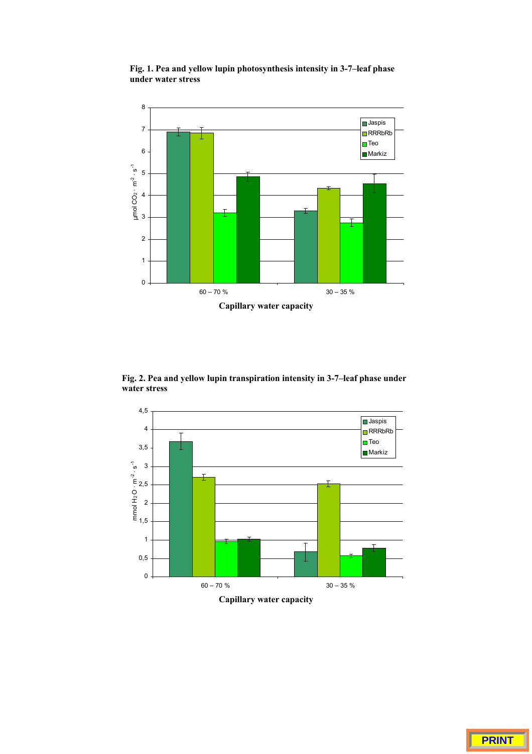**Fig. 1. Pea and yellow lupin photosynthesis intensity in 3-7–leaf phase under water stress**

**Fig. 2. Pea and yellow lupin transpiration intensity in 3-7–leaf phase under water stress**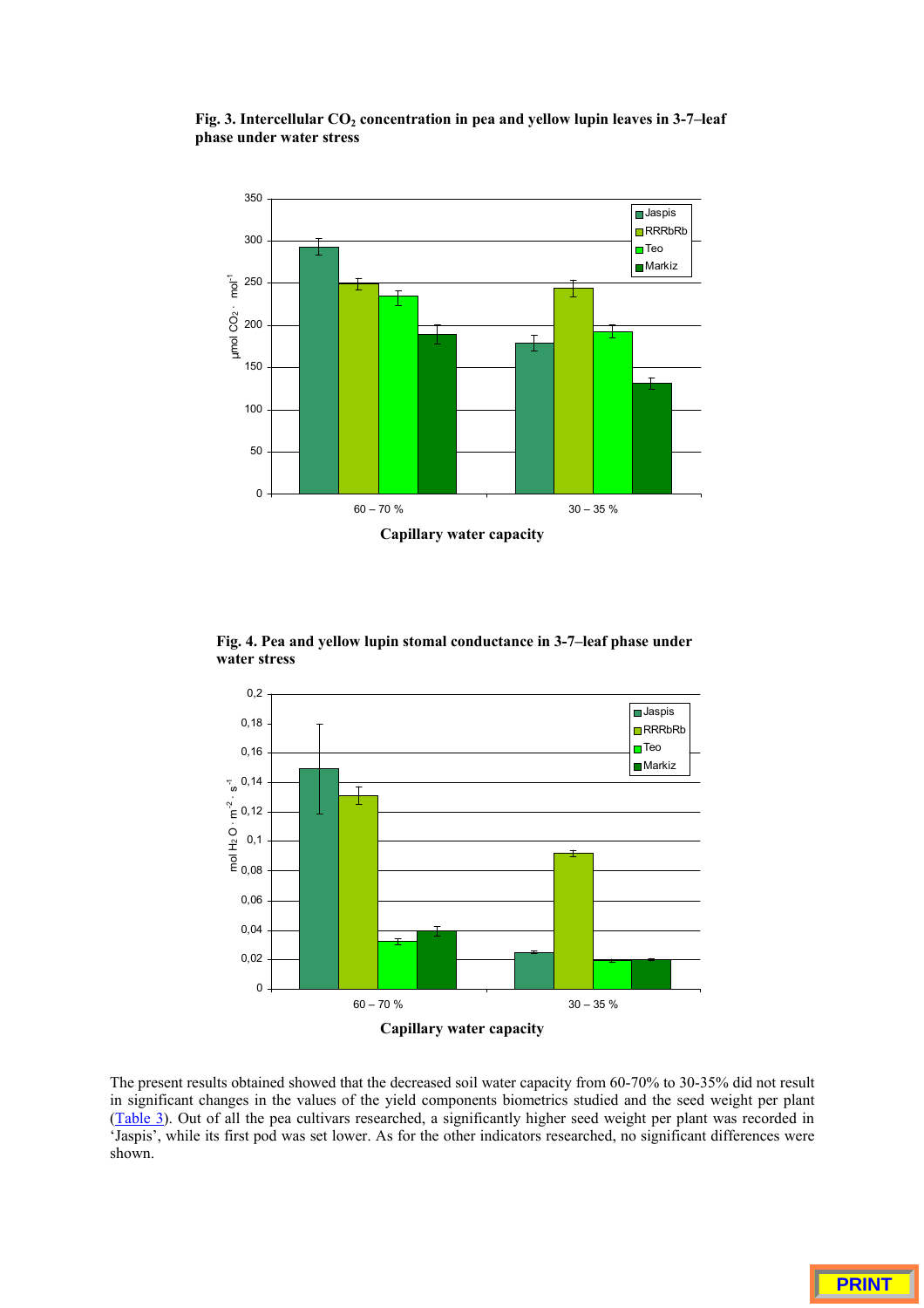**Fig. 3. Intercellular $CO_2$ concentration in pea and yellow lupin leaves in 3-7–leaf phase under water stress**

**Fig. 4. Pea and yellow lupin stomal conductance in 3-7–leaf phase under water stress**

The present results obtained showed that the decreased soil water capacity from 60-70% to 30-35% did not result in significant changes in the values of the yield components biometrics studied and the seed weight per plant (Table 3). Out of all the pea cultivars researched, a significantly higher seed weight per plant was recorded in 'Jaspis', while its first pod was set lower. As for the other indicators researched, no significant differences were shown.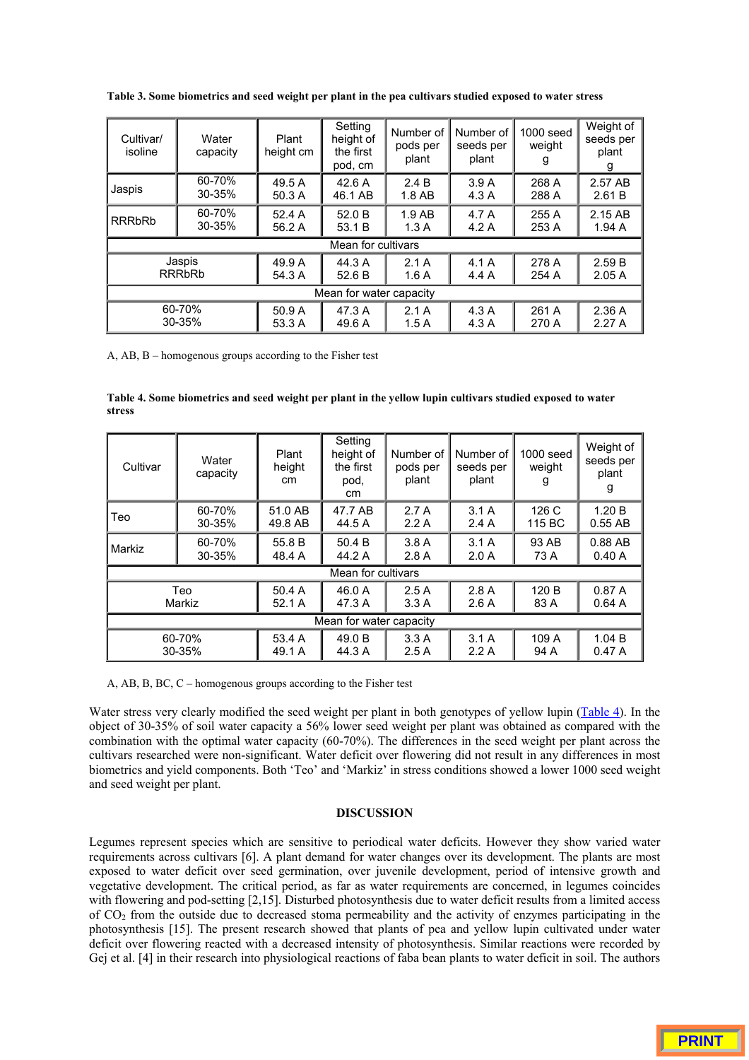**Table 3. Some biometrics and seed weight per plant in the pea cultivars studied exposed to water stress**

| Cultivar/ isoline | Water capacity | Plant height cm | Setting height of the first pod, cm | Number of pods per plant | Number of seeds per plant | 1000 seed weight g | Weight of seeds per plant g |
|---|---|---|---|---|---|---|---|
| Jaspis | 60-70% | 49.5 A | 42.6 A | 2.4 B | 3.9 A | 268 A | 2.57 AB |
| | 30-35% | 50.3 A | 46.1 AB | 1.8 AB | 4.3 A | 288 A | 2.61 B |
| RRRbRb | 60-70% | 52.4 A | 52.0 B | 1.9 AB | 4.7 A | 255 A | 2.15 AB |
| | 30-35% | 56.2 A | 53.1 B | 1.3 A | 4.2 A | 253 A | 1.94 A |
| Mean for cultivars | | | | | | | |
| Jaspis | | 49.9 A | 44.3 A | 2.1 A | 4.1 A | 278 A | 2.59 B |
| RRRbRb | | 54.3 A | 52.6 B | 1.6 A | 4.4 A | 254 A | 2.05 A |
| Mean for water capacity | | | | | | | |
| 60-70% | | 50.9 A | 47.3 A | 2.1 A | 4.3 A | 261 A | 2.36 A |
| 30-35% | | 53.3 A | 49.6 A | 1.5 A | 4.3 A | 270 A | 2.27 A |

A, AB, B – homogenous groups according to the Fisher test

**Table 4. Some biometrics and seed weight per plant in the yellow lupin cultivars studied exposed to water stress**

| Cultivar | Water capacity | Plant height cm | Setting height of the first pod, cm | Number of pods per plant | Number of seeds per plant | 1000 seed weight g | Weight of seeds per plant g |
|---|---|---|---|---|---|---|---|
| Teo | 60-70% | 51.0 AB | 47.7 AB | 2.7 A | 3.1 A | 126 C | 1.20 B |
| | 30-35% | 49.8 AB | 44.5 A | 2.2 A | 2.4 A | 115 BC | 0.55 AB |
| Markiz | 60-70% | 55.8 B | 50.4 B | 3.8 A | 3.1 A | 93 AB | 0.88 AB |
| | 30-35% | 48.4 A | 44.2 A | 2.8 A | 2.0 A | 73 A | 0.40 A |
| Mean for cultivars | | | | | | | |
| Teo | | 50.4 A | 46.0 A | 2.5 A | 2.8 A | 120 B | 0.87 A |
| Markiz | | 52.1 A | 47.3 A | 3.3 A | 2.6 A | 83 A | 0.64 A |
| Mean for water capacity | | | | | | | |
| 60-70% | | 53.4 A | 49.0 B | 3.3 A | 3.1 A | 109 A | 1.04 B |
| 30-35% | | 49.1 A | 44.3 A | 2.5 A | 2.2 A | 94 A | 0.47 A |

A, AB, B, BC, C – homogenous groups according to the Fisher test

Water stress very clearly modified the seed weight per plant in both genotypes of yellow lupin (Table 4). In the object of 30-35% of soil water capacity a 56% lower seed weight per plant was obtained as compared with the combination with the optimal water capacity (60-70%). The differences in the seed weight per plant across the cultivars researched were non-significant. Water deficit over flowering did not result in any differences in most biometrics and yield components. Both 'Teo' and 'Markiz' in stress conditions showed a lower 1000 seed weight and seed weight per plant.

## DISCUSSION

Legumes represent species which are sensitive to periodical water deficits. However they show varied water requirements across cultivars [6]. A plant demand for water changes over its development. The plants are most exposed to water deficit over seed germination, over juvenile development, period of intensive growth and vegetative development. The critical period, as far as water requirements are concerned, in legumes coincides with flowering and pod-setting [2,15]. Disturbed photosynthesis due to water deficit results from a limited access of $CO_2$ from the outside due to decreased stoma permeability and the activity of enzymes participating in the photosynthesis [15]. The present research showed that plants of pea and yellow lupin cultivated under water deficit over flowering reacted with a decreased intensity of photosynthesis. Similar reactions were recorded by Gej et al. [4] in their research into physiological reactions of faba bean plants to water deficit in soil. The authors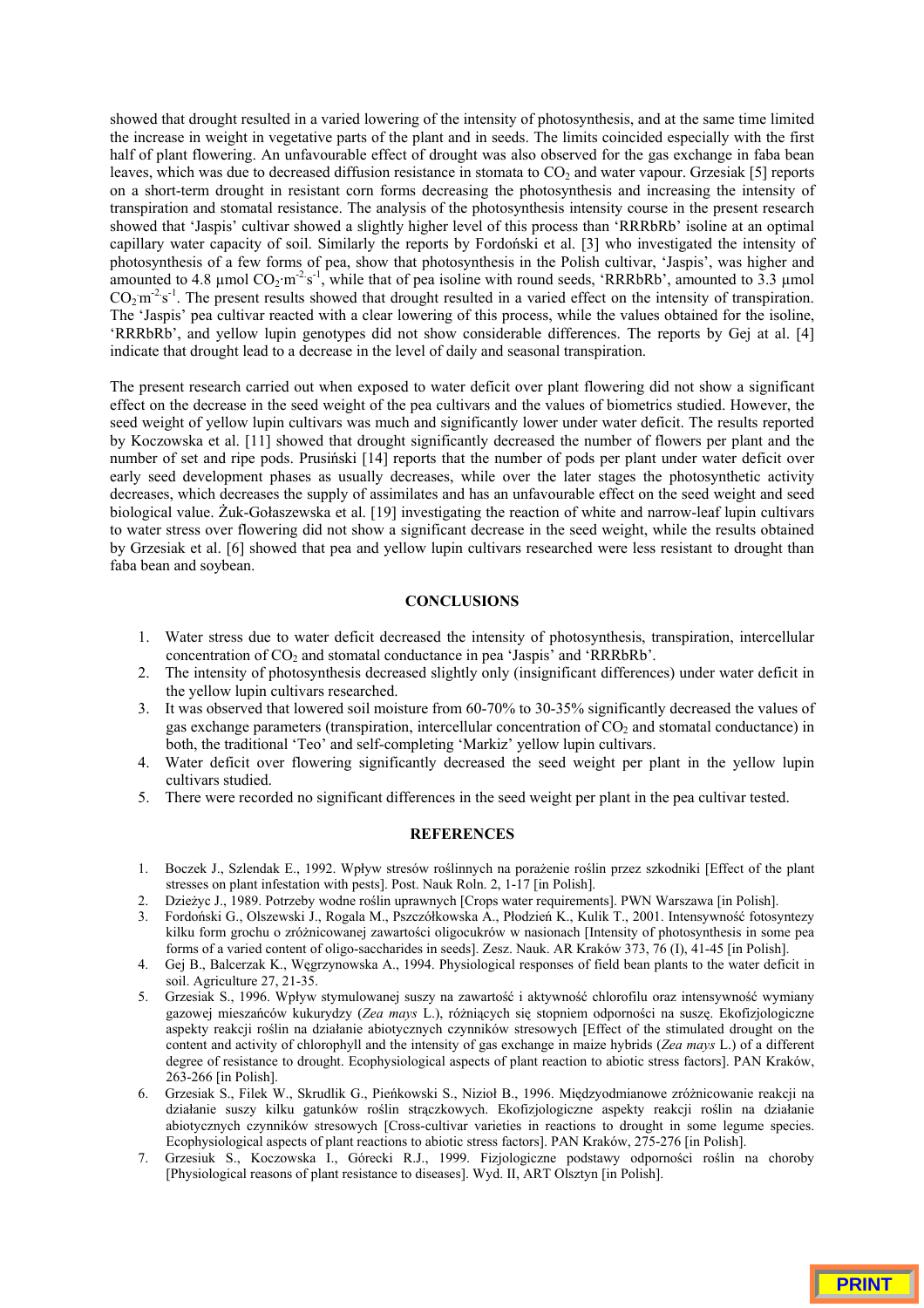showed that drought resulted in a varied lowering of the intensity of photosynthesis, and at the same time limited the increase in weight in vegetative parts of the plant and in seeds. The limits coincided especially with the first half of plant flowering. An unfavourable effect of drought was also observed for the gas exchange in faba bean leaves, which was due to decreased diffusion resistance in stomata to $CO_2$ and water vapour. Grzesiak [5] reports on a short-term drought in resistant corn forms decreasing the photosynthesis and increasing the intensity of transpiration and stomatal resistance. The analysis of the photosynthesis intensity course in the present research showed that 'Jaspis' cultivar showed a slightly higher level of this process than 'RRRbRb' isoline at an optimal capillary water capacity of soil. Similarly the reports by Fordoński et al. [3] who investigated the intensity of photosynthesis of a few forms of pea, show that photosynthesis in the Polish cultivar, 'Jaspis', was higher and amounted to 4.8 µmol $CO_2 \cdot m^{-2} s^{-1}$, while that of pea isoline with round seeds, 'RRRbRb', amounted to 3.3 µmol $CO_2 m^{-2} s^{-1}$. The present results showed that drought resulted in a varied effect on the intensity of transpiration. The 'Jaspis' pea cultivar reacted with a clear lowering of this process, while the values obtained for the isoline, 'RRRbRb', and yellow lupin genotypes did not show considerable differences. The reports by Gej at al. [4] indicate that drought lead to a decrease in the level of daily and seasonal transpiration.

The present research carried out when exposed to water deficit over plant flowering did not show a significant effect on the decrease in the seed weight of the pea cultivars and the values of biometrics studied. However, the seed weight of yellow lupin cultivars was much and significantly lower under water deficit. The results reported by Koczowska et al. [11] showed that drought significantly decreased the number of flowers per plant and the number of set and ripe pods. Prusiński [14] reports that the number of pods per plant under water deficit over early seed development phases as usually decreases, while over the later stages the photosynthetic activity decreases, which decreases the supply of assimilates and has an unfavourable effect on the seed weight and seed biological value. Żuk-Gołaszewska et al. [19] investigating the reaction of white and narrow-leaf lupin cultivars to water stress over flowering did not show a significant decrease in the seed weight, while the results obtained by Grzesiak et al. [6] showed that pea and yellow lupin cultivars researched were less resistant to drought than faba bean and soybean.

## CONCLUSIONS

1. Water stress due to water deficit decreased the intensity of photosynthesis, transpiration, intercellular concentration of $CO_2$ and stomatal conductance in pea 'Jaspis' and 'RRRbRb'.
2. The intensity of photosynthesis decreased slightly only (insignificant differences) under water deficit in the yellow lupin cultivars researched.
3. It was observed that lowered soil moisture from 60-70% to 30-35% significantly decreased the values of gas exchange parameters (transpiration, intercellular concentration of $CO_2$ and stomatal conductance) in both, the traditional 'Teo' and self-completing 'Markiz' yellow lupin cultivars.
4. Water deficit over flowering significantly decreased the seed weight per plant in the yellow lupin cultivars studied.
5. There were recorded no significant differences in the seed weight per plant in the pea cultivar tested.

## REFERENCES

1. Boczek J., Szlendak E., 1992. Wpływ stresów roślinnych na porażenie roślin przez szkodniki [Effect of the plant stresses on plant infestation with pests]. Post. Nauk Roln. 2, 1-17 [in Polish].
2. Dzieżyc J., 1989. Potrzeby wodne roślin uprawnych [Crops water requirements]. PWN Warszawa [in Polish].
3. Fordoński G., Olszewski J., Rogala M., Pszczółkowska A., Płodzień K., Kulik T., 2001. Intensywność fotosyntezy kilku form grochu o zróżnicowanej zawartości oligocukrów w nasionach [Intensity of photosynthesis in some pea forms of a varied content of oligo-saccharides in seeds]. Zesz. Nauk. AR Kraków 373, 76 (I), 41-45 [in Polish].
4. Gej B., Balcerzak K., Węgrzynowska A., 1994. Physiological responses of field bean plants to the water deficit in soil. Agriculture 27, 21-35.
5. Grzesiak S., 1996. Wpływ stymulowanej suszy na zawartość i aktywność chlorofilu oraz intensywność wymiany gazowej mieszańców kukurydzy (*Zea mays* L.), różniących się stopniem odporności na suszę. Ekofizjologiczne aspekty reakcji roślin na działanie abiotycznych czynników stresowych [Effect of the stimulated drought on the content and activity of chlorophyll and the intensity of gas exchange in maize hybrids (*Zea mays* L.) of a different degree of resistance to drought. Ecophysiological aspects of plant reaction to abiotic stress factors]. PAN Kraków, 263-266 [in Polish].
6. Grzesiak S., Filek W., Skrudlik G., Pieńkowski S., Nizioł B., 1996. Międzyodmianowe zróżnicowanie reakcji na działanie suszy kilku gatunków roślin strączkowych. Ekofizjologiczne aspekty reakcji roślin na działanie abiotycznych czynników stresowych [Cross-cultivar varieties in reactions to drought in some legume species. Ecophysiological aspects of plant reactions to abiotic stress factors]. PAN Kraków, 275-276 [in Polish].
7. Grzesiuk S., Koczowska I., Górecki R.J., 1999. Fizjologiczne podstawy odporności roślin na choroby [Physiological reasons of plant resistance to diseases]. Wyd. II, ART Olsztyn [in Polish].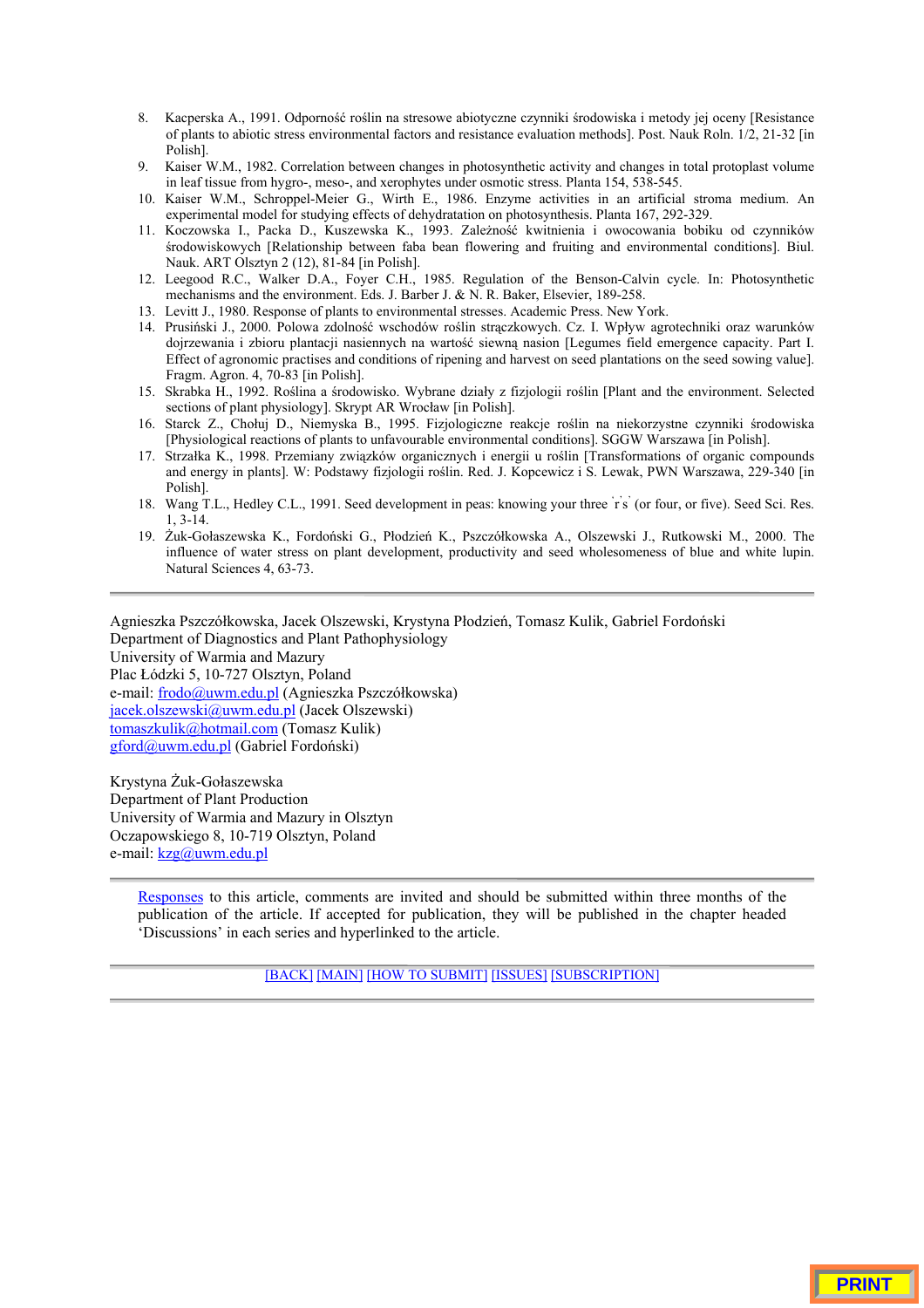8. Kacperska A., 1991. Odporność roślin na stresowe abiotyczne czynniki środowiska i metody jej oceny [Resistance of plants to abiotic stress environmental factors and resistance evaluation methods]. Post. Nauk Roln. 1/2, 21-32 [in Polish].
9. Kaiser W.M., 1982. Correlation between changes in photosynthetic activity and changes in total protoplast volume in leaf tissue from hygro-, meso-, and xerophytes under osmotic stress. Planta 154, 538-545.
10. Kaiser W.M., Schroppel-Meier G., Wirth E., 1986. Enzyme activities in an artificial stroma medium. An experimental model for studying effects of dehydratation on photosynthesis. Planta 167, 292-329.
11. Koczowska I., Packa D., Kuszewska K., 1993. Zależność kwitnienia i owocowania bobiku od czynników środowiskowych [Relationship between faba bean flowering and fruiting and environmental conditions]. Biul. Nauk. ART Olsztyn 2 (12), 81-84 [in Polish].
12. Leegood R.C., Walker D.A., Foyer C.H., 1985. Regulation of the Benson-Calvin cycle. In: Photosynthetic mechanisms and the environment. Eds. J. Barber J. & N. R. Baker, Elsevier, 189-258.
13. Levitt J., 1980. Response of plants to environmental stresses. Academic Press. New York.
14. Prusiński J., 2000. Polowa zdolność wschodów roślin strączkowych. Cz. I. Wpływ agrotechniki oraz warunków dojrzewania i zbioru plantacji nasiennych na wartość siewną nasion [Legumes field emergence capacity. Part I. Effect of agronomic practises and conditions of ripening and harvest on seed plantations on the seed sowing value]. Fragm. Agron. 4, 70-83 [in Polish].
15. Skrabka H., 1992. Roślina a środowisko. Wybrane działy z fizjologii roślin [Plant and the environment. Selected sections of plant physiology]. Skrypt AR Wrocław [in Polish].
16. Starck Z., Chołuj D., Niemyska B., 1995. Fizjologiczne reakcje roślin na niekorzystne czynniki środowiska [Physiological reactions of plants to unfavourable environmental conditions]. SGGW Warszawa [in Polish].
17. Strzałka K., 1998. Przemiany związków organicznych i energii u roślin [Transformations of organic compounds and energy in plants]. W: Podstawy fizjologii roślin. Red. J. Kopcewicz i S. Lewak, PWN Warszawa, 229-340 [in Polish].
18. Wang T.L., Hedley C.L., 1991. Seed development in peas: knowing your three 'r's' (or four, or five). Seed Sci. Res. 1, 3-14.
19. Żuk-Gołaszewska K., Fordoński G., Płodzień K., Pszczółkowska A., Olszewski J., Rutkowski M., 2000. The influence of water stress on plant development, productivity and seed wholesomeness of blue and white lupin. Natural Sciences 4, 63-73.

---

Agnieszka Pszczółkowska, Jacek Olszewski, Krystyna Płodzień, Tomasz Kulik, Gabriel Fordoński
Department of Diagnostics and Plant Pathophysiology
University of Warmia and Mazury
Plac Łódzki 5, 10-727 Olsztyn, Poland
e-mail: frodo@uwm.edu.pl (Agnieszka Pszczółkowska)
jacek.olszewski@uwm.edu.pl (Jacek Olszewski)
tomaszkulik@hotmail.com (Tomasz Kulik)
gford@uwm.edu.pl (Gabriel Fordoński)

Krystyna Żuk-Gołaszewska
Department of Plant Production
University of Warmia and Mazury in Olsztyn
Oczapowskiego 8, 10-719 Olsztyn, Poland
e-mail: kzg@uwm.edu.pl

---

Responses to this article, comments are invited and should be submitted within three months of the publication of the article. If accepted for publication, they will be published in the chapter headed 'Discussions' in each series and hyperlinked to the article.

---

[BACK] [MAIN] [HOW TO SUBMIT] [ISSUES] [SUBSCRIPTION]

PRINT